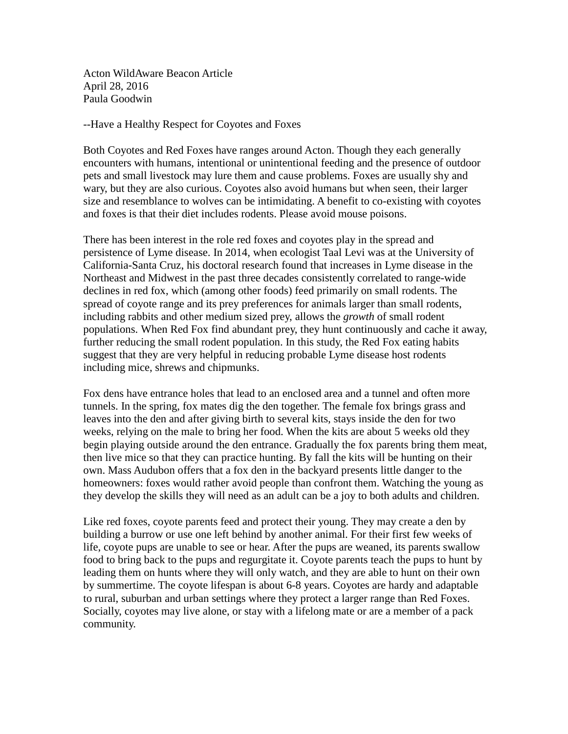Acton WildAware Beacon Article
April 28, 2016
Paula Goodwin

--Have a Healthy Respect for Coyotes and Foxes

Both Coyotes and Red Foxes have ranges around Acton. Though they each generally encounters with humans, intentional or unintentional feeding and the presence of outdoor pets and small livestock may lure them and cause problems. Foxes are usually shy and wary, but they are also curious. Coyotes also avoid humans but when seen, their larger size and resemblance to wolves can be intimidating. A benefit to co-existing with coyotes and foxes is that their diet includes rodents. Please avoid mouse poisons.

There has been interest in the role red foxes and coyotes play in the spread and persistence of Lyme disease. In 2014, when ecologist Taal Levi was at the University of California-Santa Cruz, his doctoral research found that increases in Lyme disease in the Northeast and Midwest in the past three decades consistently correlated to range-wide declines in red fox, which (among other foods) feed primarily on small rodents. The spread of coyote range and its prey preferences for animals larger than small rodents, including rabbits and other medium sized prey, allows the *growth* of small rodent populations. When Red Fox find abundant prey, they hunt continuously and cache it away, further reducing the small rodent population. In this study, the Red Fox eating habits suggest that they are very helpful in reducing probable Lyme disease host rodents including mice, shrews and chipmunks.

Fox dens have entrance holes that lead to an enclosed area and a tunnel and often more tunnels. In the spring, fox mates dig the den together. The female fox brings grass and leaves into the den and after giving birth to several kits, stays inside the den for two weeks, relying on the male to bring her food. When the kits are about 5 weeks old they begin playing outside around the den entrance. Gradually the fox parents bring them meat, then live mice so that they can practice hunting. By fall the kits will be hunting on their own. Mass Audubon offers that a fox den in the backyard presents little danger to the homeowners: foxes would rather avoid people than confront them. Watching the young as they develop the skills they will need as an adult can be a joy to both adults and children.

Like red foxes, coyote parents feed and protect their young. They may create a den by building a burrow or use one left behind by another animal. For their first few weeks of life, coyote pups are unable to see or hear. After the pups are weaned, its parents swallow food to bring back to the pups and regurgitate it. Coyote parents teach the pups to hunt by leading them on hunts where they will only watch, and they are able to hunt on their own by summertime. The coyote lifespan is about 6-8 years. Coyotes are hardy and adaptable to rural, suburban and urban settings where they protect a larger range than Red Foxes. Socially, coyotes may live alone, or stay with a lifelong mate or are a member of a pack community.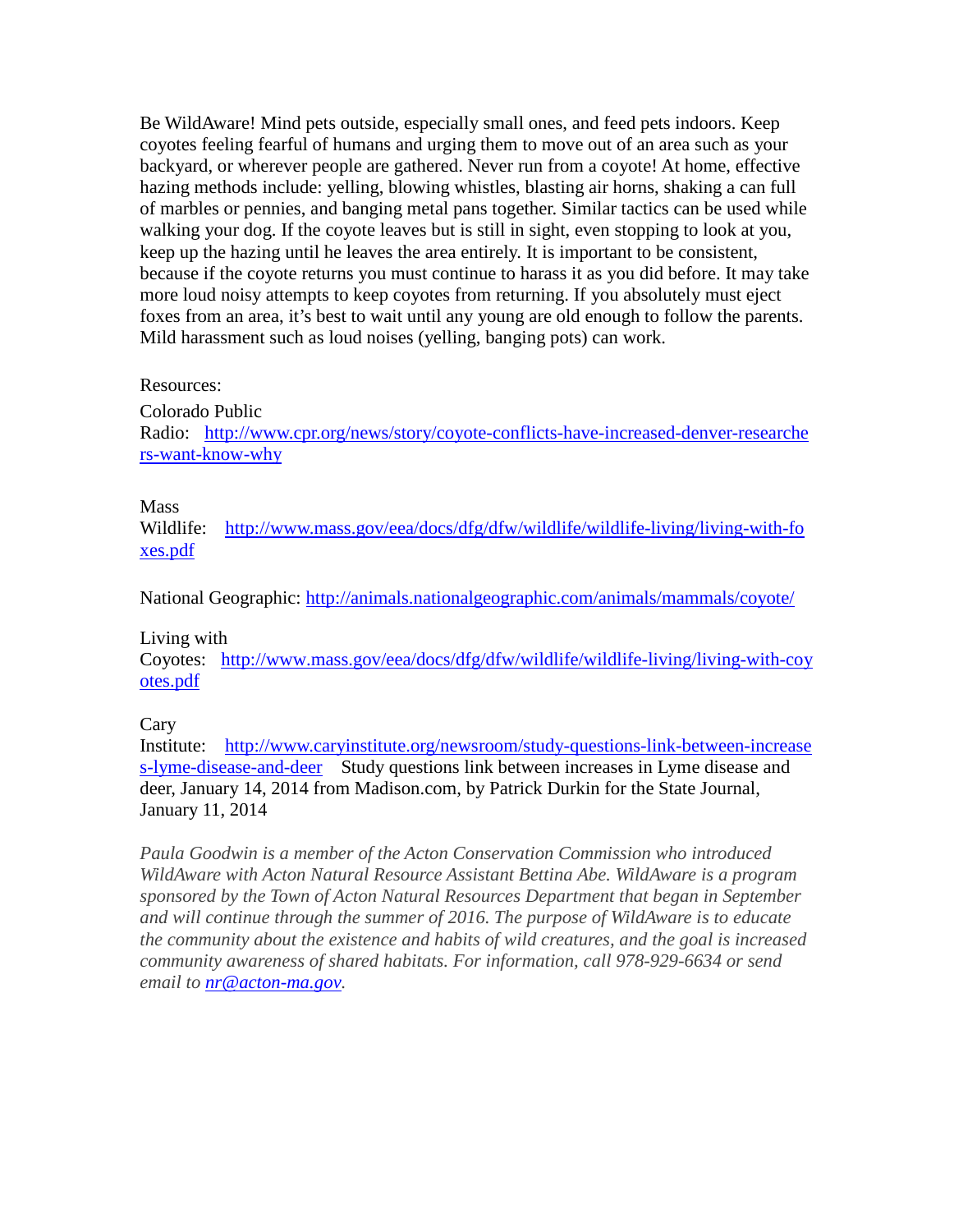Be WildAware! Mind pets outside, especially small ones, and feed pets indoors. Keep coyotes feeling fearful of humans and urging them to move out of an area such as your backyard, or wherever people are gathered. Never run from a coyote! At home, effective hazing methods include: yelling, blowing whistles, blasting air horns, shaking a can full of marbles or pennies, and banging metal pans together. Similar tactics can be used while walking your dog. If the coyote leaves but is still in sight, even stopping to look at you, keep up the hazing until he leaves the area entirely. It is important to be consistent, because if the coyote returns you must continue to harass it as you did before. It may take more loud noisy attempts to keep coyotes from returning. If you absolutely must eject foxes from an area, it's best to wait until any young are old enough to follow the parents. Mild harassment such as loud noises (yelling, banging pots) can work.

Resources:

Colorado Public Radio: [http://www.cpr.org/news/story/coyote-conflicts-have-increased-denver-researchers-want-know-why](http://www.cpr.org/news/story/coyote-conflicts-have-increased-denver-researchers-want-know-why)

Mass Wildlife: [http://www.mass.gov/eea/docs/dfg/dfw/wildlife/wildlife-living/living-with-foxes.pdf](http://www.mass.gov/eea/docs/dfg/dfw/wildlife/wildlife-living/living-with-foxes.pdf)

National Geographic: [http://animals.nationalgeographic.com/animals/mammals/coyote/](http://animals.nationalgeographic.com/animals/mammals/coyote/)

Living with Coyotes: [http://www.mass.gov/eea/docs/dfg/dfw/wildlife/wildlife-living/living-with-coyotes.pdf](http://www.mass.gov/eea/docs/dfg/dfw/wildlife/wildlife-living/living-with-coyotes.pdf)

Cary Institute: [http://www.caryinstitute.org/newsroom/study-questions-link-between-increases-lyme-disease-and-deer](http://www.caryinstitute.org/newsroom/study-questions-link-between-increases-lyme-disease-and-deer) Study questions link between increases in Lyme disease and deer, January 14, 2014 from Madison.com, by Patrick Durkin for the State Journal, January 11, 2014

*Paula Goodwin is a member of the Acton Conservation Commission who introduced WildAware with Acton Natural Resource Assistant Bettina Abe. WildAware is a program sponsored by the Town of Acton Natural Resources Department that began in September and will continue through the summer of 2016. The purpose of WildAware is to educate the community about the existence and habits of wild creatures, and the goal is increased community awareness of shared habitats. For information, call 978-929-6634 or send email to [nr@acton-ma.gov](mailto:nr@acton-ma.gov).*